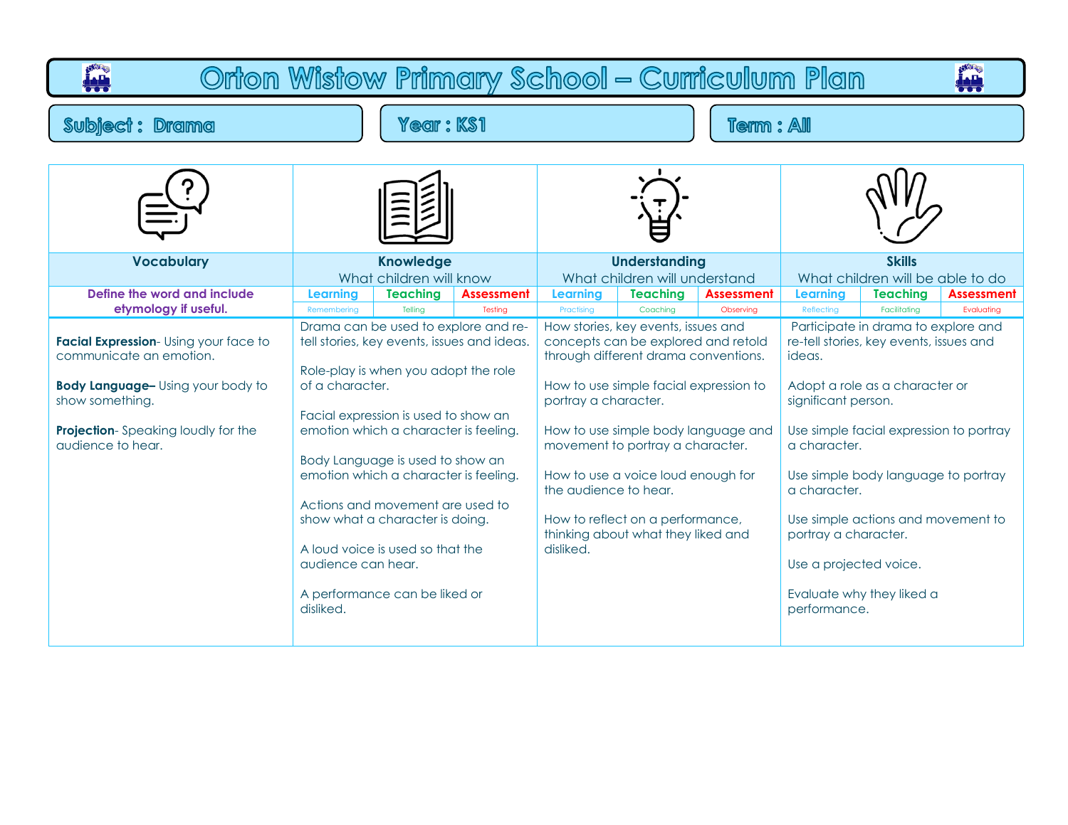# Orton Wistow Primary School – Curriculum Plan

**Subject : Drama** | **Year : KS1** | **Term : All**

| Vocabulary | Knowledge<br>What children will know | Understanding<br>What children will understand | Skills<br>What children will be able to do |
|---|---|---|---|
| Define the word and include etymology if useful. | Learning (Remembering) / Teaching (Telling) / Assessment (Testing) | Learning (Practising) / Teaching (Coaching) / Assessment (Observing) | Learning (Reflecting) / Teaching (Facilitating) / Assessment (Evaluating) |
| **Facial Expression**- Using your face to communicate an emotion.<br><br>**Body Language–** Using your body to show something.<br><br>**Projection**- Speaking loudly for the audience to hear. | Drama can be used to explore and re-tell stories, key events, issues and ideas.<br><br>Role-play is when you adopt the role of a character.<br><br>Facial expression is used to show an emotion which a character is feeling.<br><br>Body Language is used to show an emotion which a character is feeling.<br><br>Actions and movement are used to show what a character is doing.<br><br>A loud voice is used so that the audience can hear.<br><br>A performance can be liked or disliked. | How stories, key events, issues and concepts can be explored and retold through different drama conventions.<br><br>How to use simple facial expression to portray a character.<br><br>How to use simple body language and movement to portray a character.<br><br>How to use a voice loud enough for the audience to hear.<br><br>How to reflect on a performance, thinking about what they liked and disliked. | Participate in drama to explore and re-tell stories, key events, issues and ideas.<br><br>Adopt a role as a character or significant person.<br><br>Use simple facial expression to portray a character.<br><br>Use simple body language to portray a character.<br><br>Use simple actions and movement to portray a character.<br><br>Use a projected voice.<br><br>Evaluate why they liked a performance. |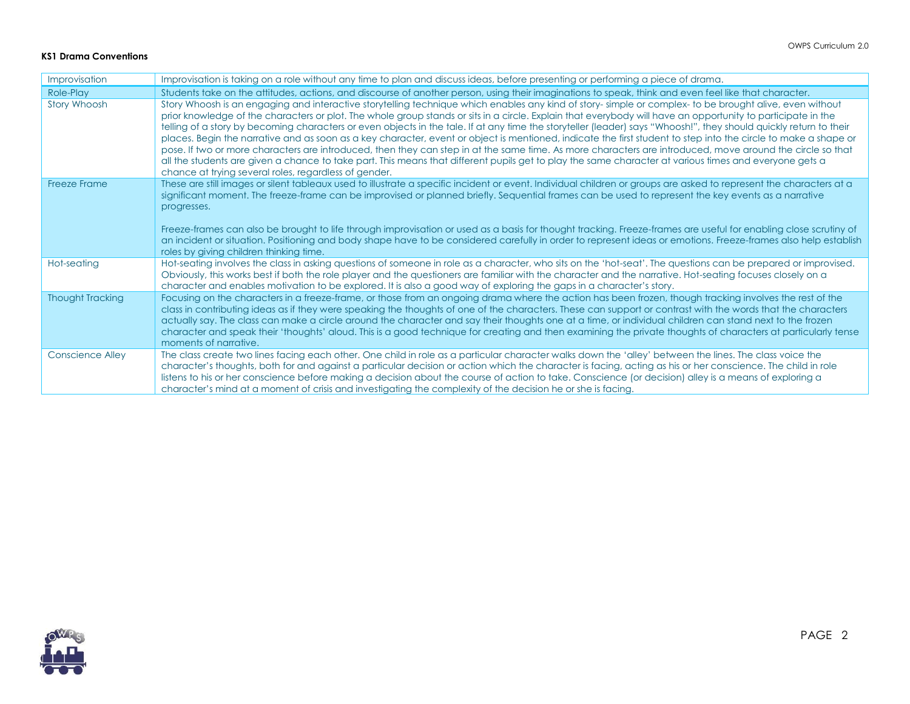**KS1 Drama Conventions**

| | |
|---|---|
| Improvisation | Improvisation is taking on a role without any time to plan and discuss ideas, before presenting or performing a piece of drama. |
| Role-Play | Students take on the attitudes, actions, and discourse of another person, using their imaginations to speak, think and even feel like that character. |
| Story Whoosh | Story Whoosh is an engaging and interactive storytelling technique which enables any kind of story- simple or complex- to be brought alive, even without prior knowledge of the characters or plot. The whole group stands or sits in a circle. Explain that everybody will have an opportunity to participate in the telling of a story by becoming characters or even objects in the tale. If at any time the storyteller (leader) says "Whoosh!", they should quickly return to their places. Begin the narrative and as soon as a key character, event or object is mentioned, indicate the first student to step into the circle to make a shape or pose. If two or more characters are introduced, then they can step in at the same time. As more characters are introduced, move around the circle so that all the students are given a chance to take part. This means that different pupils get to play the same character at various times and everyone gets a chance at trying several roles, regardless of gender. |
| Freeze Frame | These are still images or silent tableaux used to illustrate a specific incident or event. Individual children or groups are asked to represent the characters at a significant moment. The freeze-frame can be improvised or planned briefly. Sequential frames can be used to represent the key events as a narrative progresses.<br><br>Freeze-frames can also be brought to life through improvisation or used as a basis for thought tracking. Freeze-frames are useful for enabling close scrutiny of an incident or situation. Positioning and body shape have to be considered carefully in order to represent ideas or emotions. Freeze-frames also help establish roles by giving children thinking time. |
| Hot-seating | Hot-seating involves the class in asking questions of someone in role as a character, who sits on the 'hot-seat'. The questions can be prepared or improvised. Obviously, this works best if both the role player and the questioners are familiar with the character and the narrative. Hot-seating focuses closely on a character and enables motivation to be explored. It is also a good way of exploring the gaps in a character's story. |
| Thought Tracking | Focusing on the characters in a freeze-frame, or those from an ongoing drama where the action has been frozen, though tracking involves the rest of the class in contributing ideas as if they were speaking the thoughts of one of the characters. These can support or contrast with the words that the characters actually say. The class can make a circle around the character and say their thoughts one at a time, or individual children can stand next to the frozen character and speak their 'thoughts' aloud. This is a good technique for creating and then examining the private thoughts of characters at particularly tense moments of narrative. |
| Conscience Alley | The class create two lines facing each other. One child in role as a particular character walks down the 'alley' between the lines. The class voice the character's thoughts, both for and against a particular decision or action which the character is facing, acting as his or her conscience. The child in role listens to his or her conscience before making a decision about the course of action to take. Conscience (or decision) alley is a means of exploring a character's mind at a moment of crisis and investigating the complexity of the decision he or she is facing. |